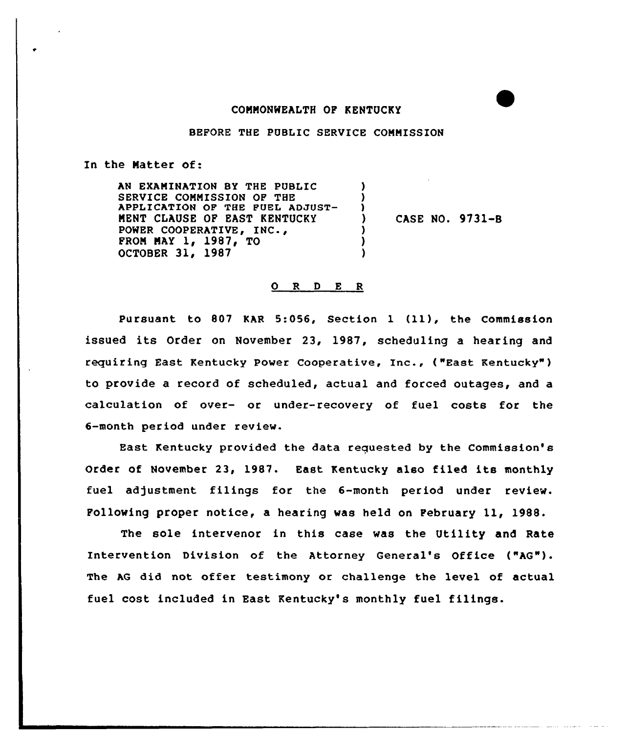COMMONWEALTH OF KENTUCKY

BEFORE THE PUBLIC SERVICE COMMISSION

In the Matter of:

AN EXAMINATION BY THE PUBLIC SERVICE COMMISSION OF THE APPLICATION OF THE FUEL ADJUSTMENT CLAUSE OF EAST KENTUCKY POWER COOPERATIVE, INC., FROM MAY 1, 1987, TO OCTOBER 31, 1987 ) CASE NO. 9731-B

O R D E R

Pursuant to 807 KAR 5:056, Section 1 (11), the Commission issued its Order on November 23, 1987, scheduling a hearing and requiring East Kentucky Power Cooperative, Inc., ("East Kentucky") to provide a record of scheduled, actual and forced outages, and a calculation of over- or under-recovery of fuel costs for the 6-month period under review.

East Kentucky provided the data requested by the Commission's Order of November 23, 1987. East Kentucky also filed its monthly fuel adjustment filings for the 6-month period under review. Following proper notice, a hearing was held on February 11, 1988.

The sole intervenor in this case was the Utility and Rate Intervention Division of the Attorney General's Office ("AG"). The AG did not offer testimony or challenge the level of actual fuel cost included in East Kentucky's monthly fuel filings.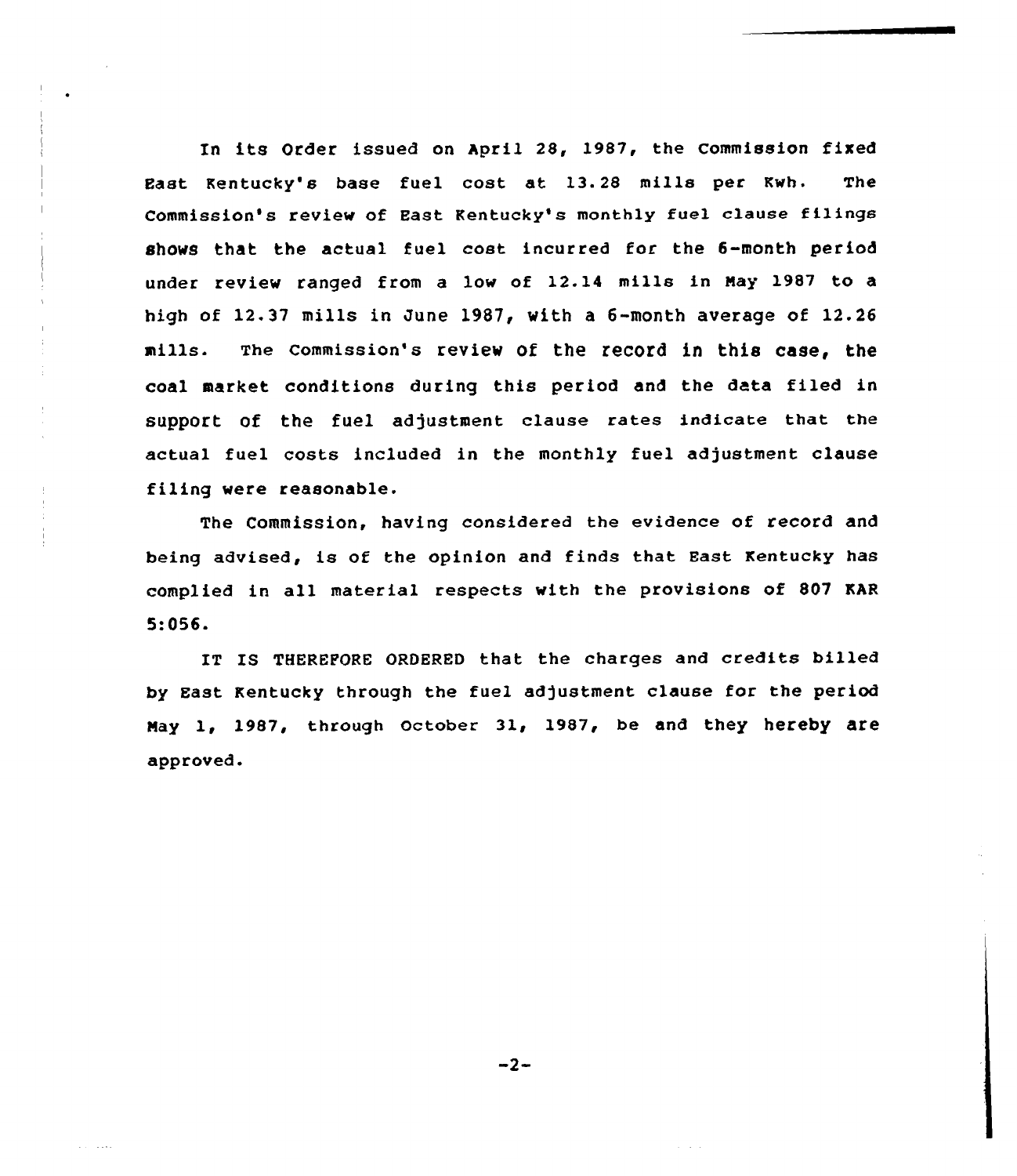In its Order issued on April 28, 1987, the Commission fixed East Kentucky's base fuel cost at 13.28 mills per Kwh. The Commission's review of East Kentucky's monthly fuel clause filings shows that the actual fuel cost incurred for the 6-month period under review ranged from a low of 12.14 mills in May 1987 to a high of 12.37 mills in June 1987, with a 6-month average of 12.26 mills. The Commission's review of the record in this case, the coal market conditions during this period and the data filed in support of the fuel adjustment clause rates indicate that the actual fuel costs included in the monthly fuel adjustment clause filing were reasonable.

The Commission, having considered the evidence of record and being advised, is of the opinion and finds that East Kentucky has complied in all material respects with the provisions of 807 KAR 5:056.

IT IS THEREFORE ORDERED that the charges and credits billed by East Kentucky through the fuel adjustment clause for the period May 1, 1987, through October 31, 1987, be and they hereby are approved.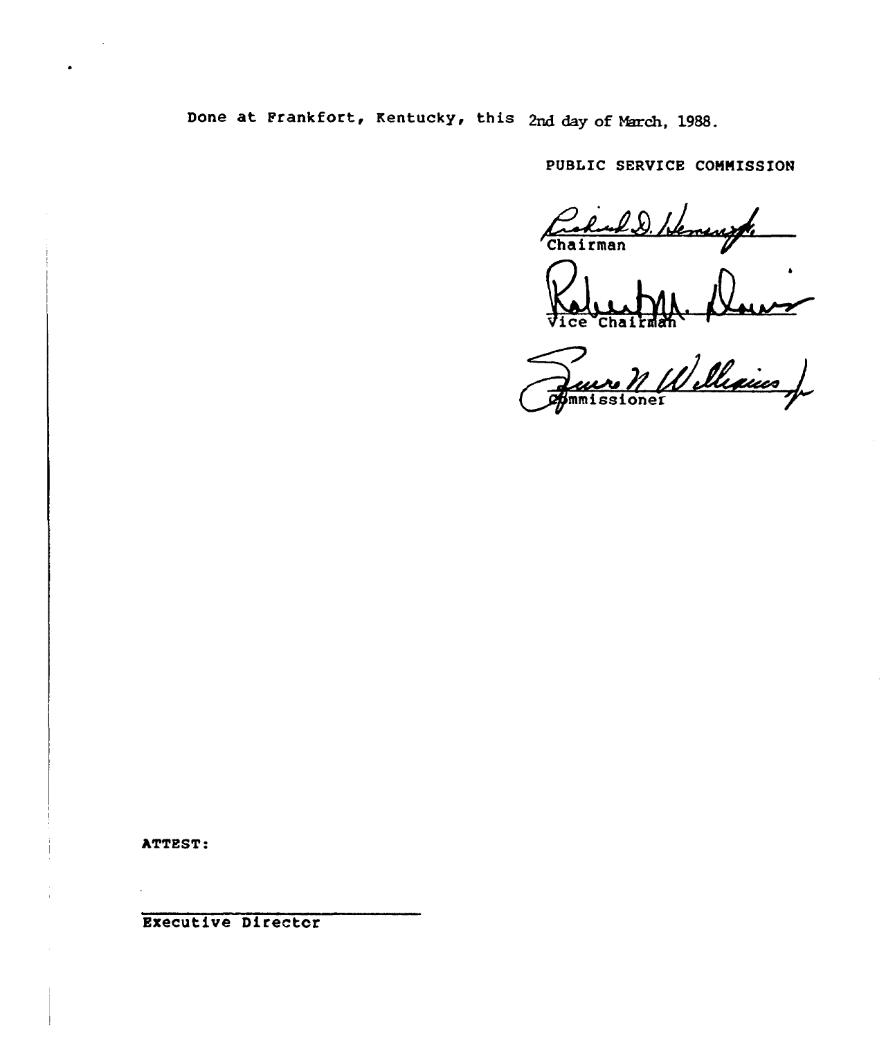Done at Frankfort, Kentucky, this 2nd day of March, 1988.

PUBLIC SERVICE COMMISSION

Chairman

Vice Chairman

Commissioner

ATTEST:

Executive Director